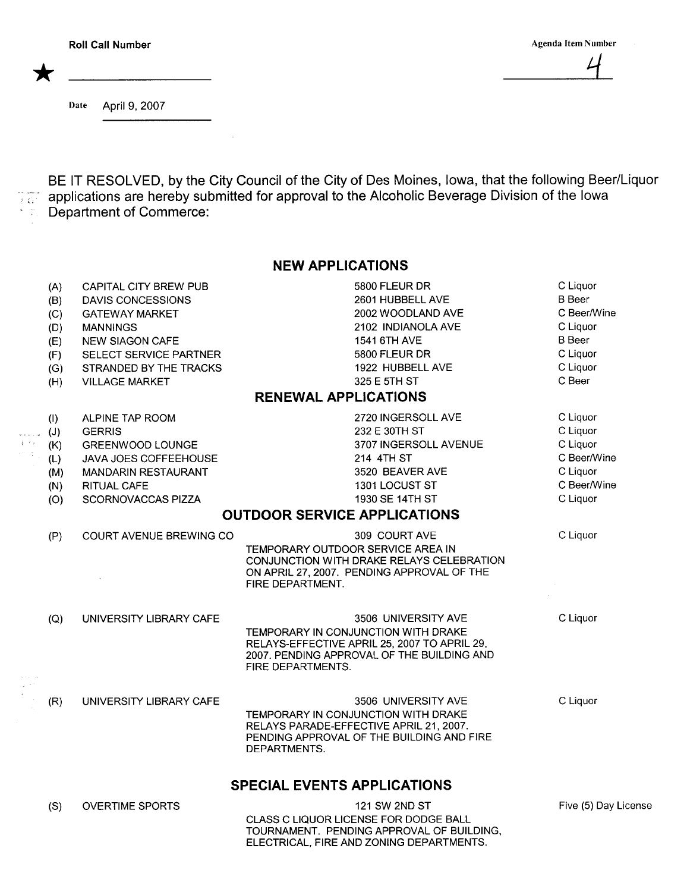Roll Call Number ★ ________________

Agenda Item Number 4

Date April 9, 2007

BE IT RESOLVED, by the City Council of the City of Des Moines, Iowa, that the following Beer/Liquor applications are hereby submitted for approval to the Alcoholic Beverage Division of the Iowa Department of Commerce:

## NEW APPLICATIONS

| | | | |
|---|---|---|---|
| (A) | CAPITAL CITY BREW PUB | 5800 FLEUR DR | C Liquor |
| (B) | DAVIS CONCESSIONS | 2601 HUBBELL AVE | B Beer |
| (C) | GATEWAY MARKET | 2002 WOODLAND AVE | C Beer/Wine |
| (D) | MANNINGS | 2102 INDIANOLA AVE | C Liquor |
| (E) | NEW SIAGON CAFE | 1541 6TH AVE | B Beer |
| (F) | SELECT SERVICE PARTNER | 5800 FLEUR DR | C Liquor |
| (G) | STRANDED BY THE TRACKS | 1922 HUBBELL AVE | C Liquor |
| (H) | VILLAGE MARKET | 325 E 5TH ST | C Beer |

## RENEWAL APPLICATIONS

| | | | |
|---|---|---|---|
| (I) | ALPINE TAP ROOM | 2720 INGERSOLL AVE | C Liquor |
| (J) | GERRIS | 232 E 30TH ST | C Liquor |
| (K) | GREENWOOD LOUNGE | 3707 INGERSOLL AVENUE | C Liquor |
| (L) | JAVA JOES COFFEEHOUSE | 214 4TH ST | C Beer/Wine |
| (M) | MANDARIN RESTAURANT | 3520 BEAVER AVE | C Liquor |
| (N) | RITUAL CAFE | 1301 LOCUST ST | C Beer/Wine |
| (O) | SCORNOVACCAS PIZZA | 1930 SE 14TH ST | C Liquor |

## OUTDOOR SERVICE APPLICATIONS

| | | | |
|---|---|---|---|
| (P) | COURT AVENUE BREWING CO | 309 COURT AVE<br>TEMPORARY OUTDOOR SERVICE AREA IN CONJUNCTION WITH DRAKE RELAYS CELEBRATION ON APRIL 27, 2007. PENDING APPROVAL OF THE FIRE DEPARTMENT. | C Liquor |
| (Q) | UNIVERSITY LIBRARY CAFE | 3506 UNIVERSITY AVE<br>TEMPORARY IN CONJUNCTION WITH DRAKE RELAYS-EFFECTIVE APRIL 25, 2007 TO APRIL 29, 2007. PENDING APPROVAL OF THE BUILDING AND FIRE DEPARTMENTS. | C Liquor |
| (R) | UNIVERSITY LIBRARY CAFE | 3506 UNIVERSITY AVE<br>TEMPORARY IN CONJUNCTION WITH DRAKE RELAYS PARADE-EFFECTIVE APRIL 21, 2007. PENDING APPROVAL OF THE BUILDING AND FIRE DEPARTMENTS. | C Liquor |

## SPECIAL EVENTS APPLICATIONS

| | | | |
|---|---|---|---|
| (S) | OVERTIME SPORTS | 121 SW 2ND ST<br>CLASS C LIQUOR LICENSE FOR DODGE BALL TOURNAMENT. PENDING APPROVAL OF BUILDING, ELECTRICAL, FIRE AND ZONING DEPARTMENTS. | Five (5) Day License |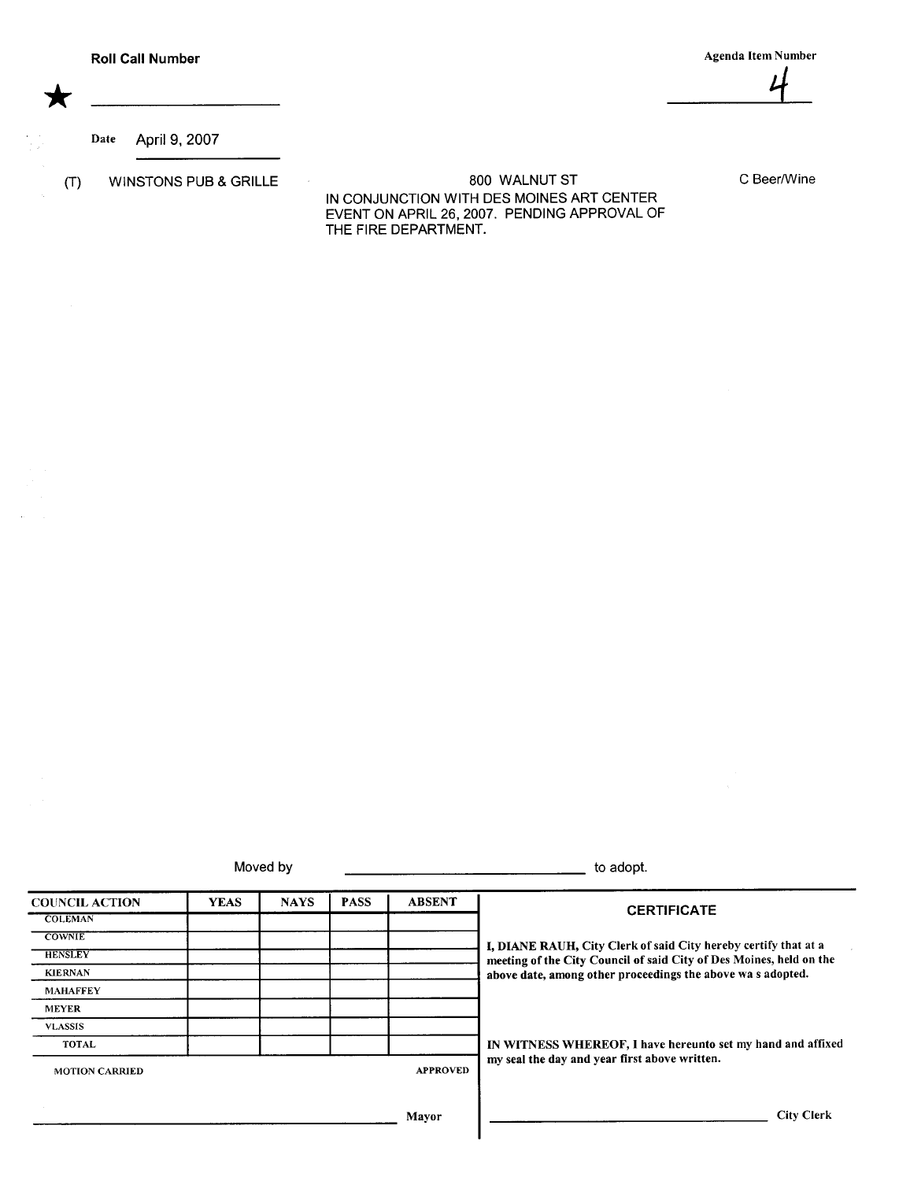**Roll Call Number**

★ ____________________

Date April 9, 2007

Agenda Item Number

4

(T) WINSTONS PUB & GRILLE 800 WALNUT ST C Beer/Wine

IN CONJUNCTION WITH DES MOINES ART CENTER EVENT ON APRIL 26, 2007. PENDING APPROVAL OF THE FIRE DEPARTMENT.

Moved by ______________________________ to adopt.

| COUNCIL ACTION | YEAS | NAYS | PASS | ABSENT |
|---|---|---|---|---|
| COLEMAN | | | | |
| COWNIE | | | | |
| HENSLEY | | | | |
| KIERNAN | | | | |
| MAHAFFEY | | | | |
| MEYER | | | | |
| VLASSIS | | | | |
| TOTAL | | | | |

MOTION CARRIED APPROVED

______________________________ Mayor

**CERTIFICATE**

I, DIANE RAUH, City Clerk of said City hereby certify that at a meeting of the City Council of said City of Des Moines, held on the above date, among other proceedings the above wa s adopted.

IN WITNESS WHEREOF, I have hereunto set my hand and affixed my seal the day and year first above written.

______________________________ City Clerk